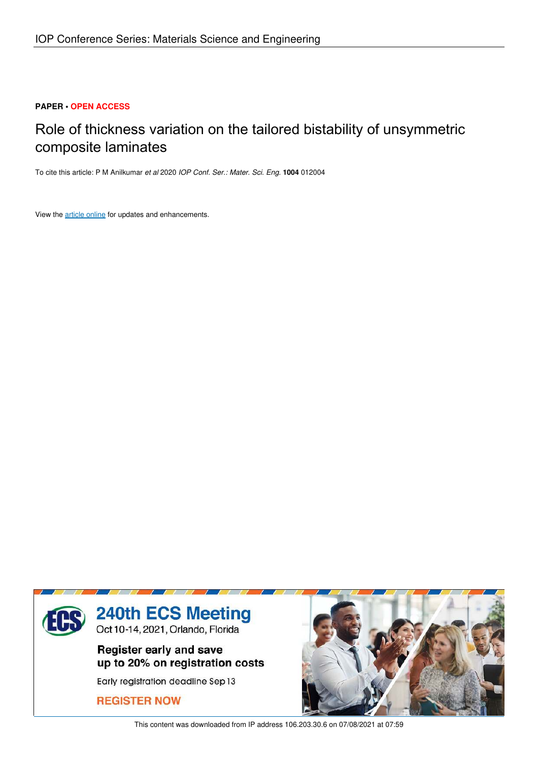IOP Conference Series: Materials Science and Engineering

**PAPER • OPEN ACCESS**

# Role of thickness variation on the tailored bistability of unsymmetric composite laminates

To cite this article: P M Anilkumar *et al* 2020 *IOP Conf. Ser.: Mater. Sci. Eng.* **1004** 012004

View the article online for updates and enhancements.

240th ECS Meeting
Oct 10-14, 2021, Orlando, Florida

Register early and save up to 20% on registration costs

Early registration deadline Sep 13

REGISTER NOW

This content was downloaded from IP address 106.203.30.6 on 07/08/2021 at 07:59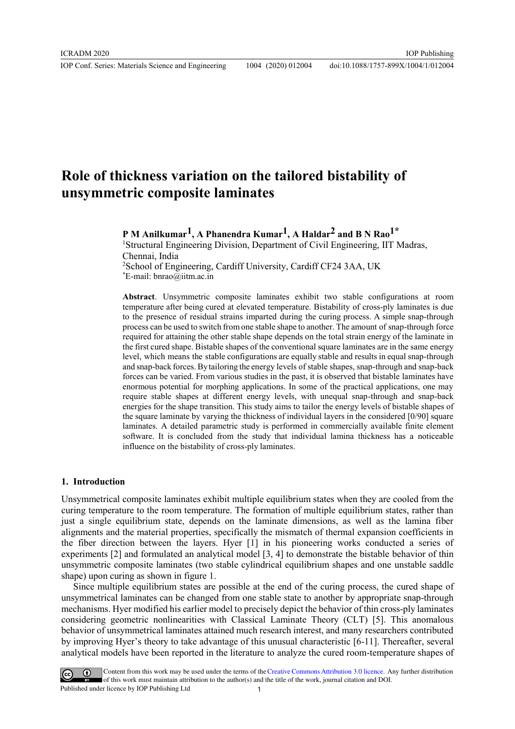# Role of thickness variation on the tailored bistability of unsymmetric composite laminates

**P M Anilkumar[1], A Phanendra Kumar[1], A Haldar[2] and B N Rao[1*]**

[1]Structural Engineering Division, Department of Civil Engineering, IIT Madras, Chennai, India

[2]School of Engineering, Cardiff University, Cardiff CF24 3AA, UK

[*]E-mail: bnrao@iitm.ac.in

**Abstract**. Unsymmetric composite laminates exhibit two stable configurations at room temperature after being cured at elevated temperature. Bistability of cross-ply laminates is due to the presence of residual strains imparted during the curing process. A simple snap-through process can be used to switch from one stable shape to another. The amount of snap-through force required for attaining the other stable shape depends on the total strain energy of the laminate in the first cured shape. Bistable shapes of the conventional square laminates are in the same energy level, which means the stable configurations are equally stable and results in equal snap-through and snap-back forces. By tailoring the energy levels of stable shapes, snap-through and snap-back forces can be varied. From various studies in the past, it is observed that bistable laminates have enormous potential for morphing applications. In some of the practical applications, one may require stable shapes at different energy levels, with unequal snap-through and snap-back energies for the shape transition. This study aims to tailor the energy levels of bistable shapes of the square laminate by varying the thickness of individual layers in the considered [0/90] square laminates. A detailed parametric study is performed in commercially available finite element software. It is concluded from the study that individual lamina thickness has a noticeable influence on the bistability of cross-ply laminates.

## 1. Introduction

Unsymmetrical composite laminates exhibit multiple equilibrium states when they are cooled from the curing temperature to the room temperature. The formation of multiple equilibrium states, rather than just a single equilibrium state, depends on the laminate dimensions, as well as the lamina fiber alignments and the material properties, specifically the mismatch of thermal expansion coefficients in the fiber direction between the layers. Hyer [1] in his pioneering works conducted a series of experiments [2] and formulated an analytical model [3, 4] to demonstrate the bistable behavior of thin unsymmetric composite laminates (two stable cylindrical equilibrium shapes and one unstable saddle shape) upon curing as shown in figure 1.

Since multiple equilibrium states are possible at the end of the curing process, the cured shape of unsymmetrical laminates can be changed from one stable state to another by appropriate snap-through mechanisms. Hyer modified his earlier model to precisely depict the behavior of thin cross-ply laminates considering geometric nonlinearities with Classical Laminate Theory (CLT) [5]. This anomalous behavior of unsymmetrical laminates attained much research interest, and many researchers contributed by improving Hyer's theory to take advantage of this unusual characteristic [6-11]. Thereafter, several analytical models have been reported in the literature to analyze the cured room-temperature shapes of

Content from this work may be used under the terms of the Creative Commons Attribution 3.0 licence. Any further distribution of this work must maintain attribution to the author(s) and the title of the work, journal citation and DOI.
Published under licence by IOP Publishing Ltd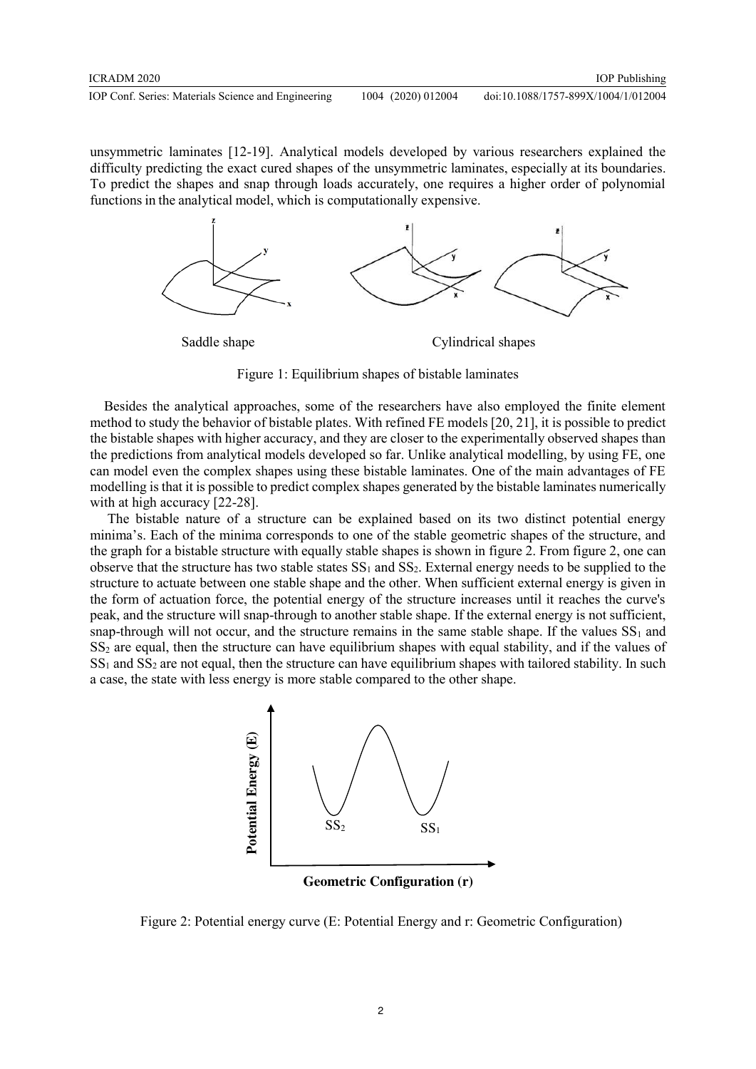unsymmetric laminates [12-19]. Analytical models developed by various researchers explained the difficulty predicting the exact cured shapes of the unsymmetric laminates, especially at its boundaries. To predict the shapes and snap through loads accurately, one requires a higher order of polynomial functions in the analytical model, which is computationally expensive.

Figure 1: Equilibrium shapes of bistable laminates

Besides the analytical approaches, some of the researchers have also employed the finite element method to study the behavior of bistable plates. With refined FE models [20, 21], it is possible to predict the bistable shapes with higher accuracy, and they are closer to the experimentally observed shapes than the predictions from analytical models developed so far. Unlike analytical modelling, by using FE, one can model even the complex shapes using these bistable laminates. One of the main advantages of FE modelling is that it is possible to predict complex shapes generated by the bistable laminates numerically with at high accuracy [22-28].

The bistable nature of a structure can be explained based on its two distinct potential energy minima's. Each of the minima corresponds to one of the stable geometric shapes of the structure, and the graph for a bistable structure with equally stable shapes is shown in figure 2. From figure 2, one can observe that the structure has two stable states $SS_1$ and $SS_2$. External energy needs to be supplied to the structure to actuate between one stable shape and the other. When sufficient external energy is given in the form of actuation force, the potential energy of the structure increases until it reaches the curve's peak, and the structure will snap-through to another stable shape. If the external energy is not sufficient, snap-through will not occur, and the structure remains in the same stable shape. If the values $SS_1$ and $SS_2$ are equal, then the structure can have equilibrium shapes with equal stability, and if the values of $SS_1$ and $SS_2$ are not equal, then the structure can have equilibrium shapes with tailored stability. In such a case, the state with less energy is more stable compared to the other shape.

Figure 2: Potential energy curve (E: Potential Energy and r: Geometric Configuration)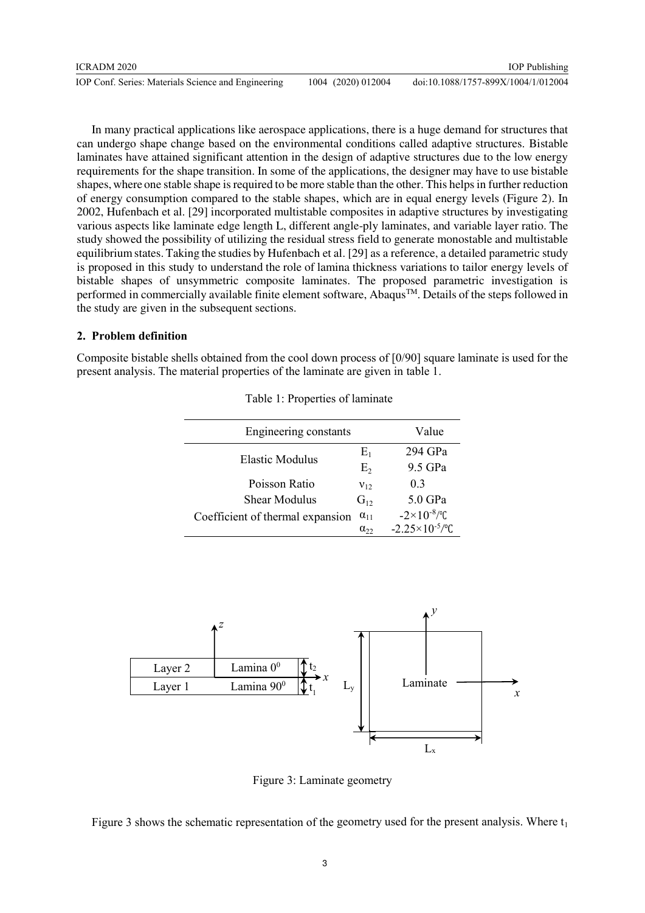In many practical applications like aerospace applications, there is a huge demand for structures that can undergo shape change based on the environmental conditions called adaptive structures. Bistable laminates have attained significant attention in the design of adaptive structures due to the low energy requirements for the shape transition. In some of the applications, the designer may have to use bistable shapes, where one stable shape is required to be more stable than the other. This helps in further reduction of energy consumption compared to the stable shapes, which are in equal energy levels (Figure 2). In 2002, Hufenbach et al. [29] incorporated multistable composites in adaptive structures by investigating various aspects like laminate edge length L, different angle-ply laminates, and variable layer ratio. The study showed the possibility of utilizing the residual stress field to generate monostable and multistable equilibrium states. Taking the studies by Hufenbach et al. [29] as a reference, a detailed parametric study is proposed in this study to understand the role of lamina thickness variations to tailor energy levels of bistable shapes of unsymmetric composite laminates. The proposed parametric investigation is performed in commercially available finite element software, Abaqus™. Details of the steps followed in the study are given in the subsequent sections.

## 2. Problem definition

Composite bistable shells obtained from the cool down process of [0/90] square laminate is used for the present analysis. The material properties of the laminate are given in table 1.

Table 1: Properties of laminate

| Engineering constants | | Value |
|---|---|---|
| Elastic Modulus | $E_1$ | 294 GPa |
| | $E_2$ | 9.5 GPa |
| Poisson Ratio | $\nu_{12}$ | 0.3 |
| Shear Modulus | $G_{12}$ | 5.0 GPa |
| Coefficient of thermal expansion | $\alpha_{11}$ | $-2\times10^{-8}$/℃ |
| | $\alpha_{22}$ | $-2.25\times10^{-5}$/℃ |

| | | |
|---|---|---|
| Layer 2 | Lamina $0^0$ | $t_2$ |
| Layer 1 | Lamina $90^0$ | $t_1$ |

Figure 3: Laminate geometry

Figure 3 shows the schematic representation of the geometry used for the present analysis. Where $t_1$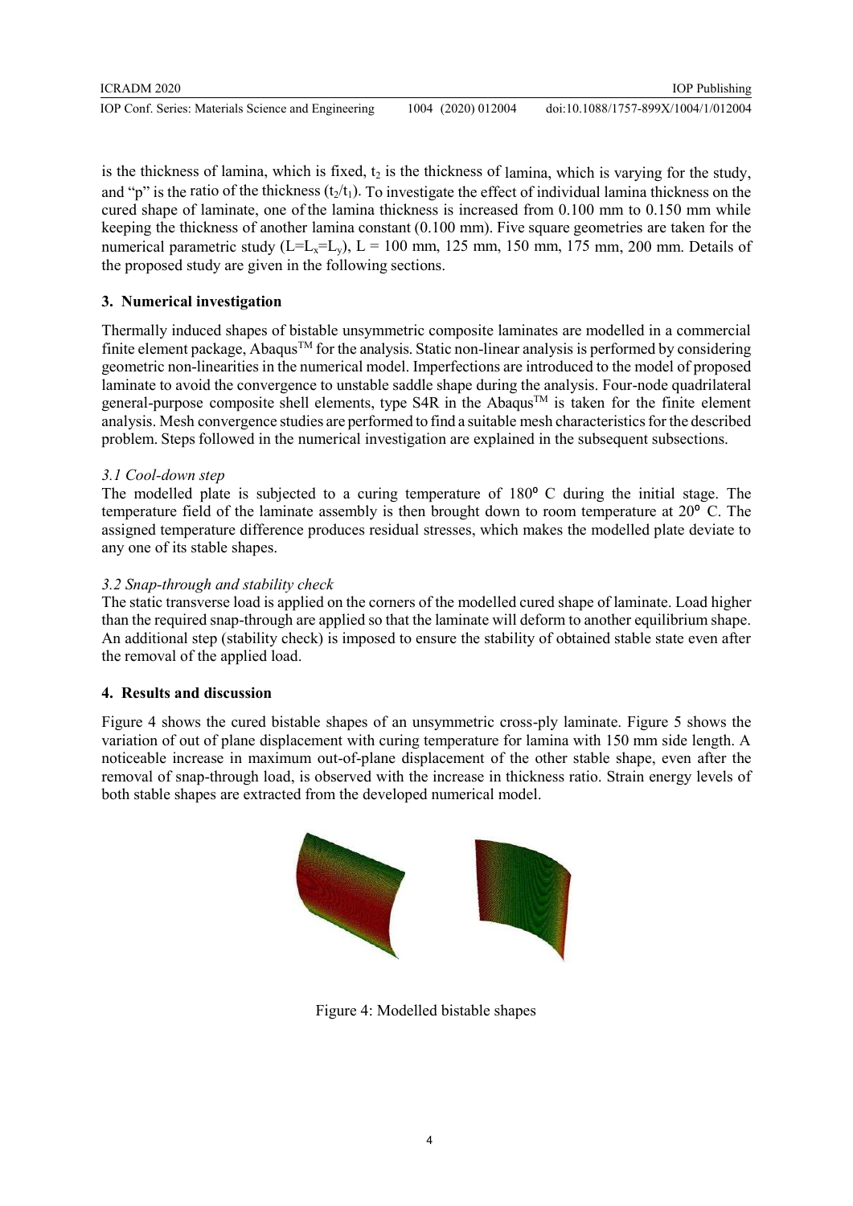is the thickness of lamina, which is fixed, $t_2$ is the thickness of lamina, which is varying for the study, and "p" is the ratio of the thickness ($t_2/t_1$). To investigate the effect of individual lamina thickness on the cured shape of laminate, one of the lamina thickness is increased from 0.100 mm to 0.150 mm while keeping the thickness of another lamina constant (0.100 mm). Five square geometries are taken for the numerical parametric study ($L=L_x=L_y$), L = 100 mm, 125 mm, 150 mm, 175 mm, 200 mm. Details of the proposed study are given in the following sections.

## 3. Numerical investigation

Thermally induced shapes of bistable unsymmetric composite laminates are modelled in a commercial finite element package, Abaqus™ for the analysis. Static non-linear analysis is performed by considering geometric non-linearities in the numerical model. Imperfections are introduced to the model of proposed laminate to avoid the convergence to unstable saddle shape during the analysis. Four-node quadrilateral general-purpose composite shell elements, type S4R in the Abaqus™ is taken for the finite element analysis. Mesh convergence studies are performed to find a suitable mesh characteristics for the described problem. Steps followed in the numerical investigation are explained in the subsequent subsections.

### *3.1 Cool-down step*

The modelled plate is subjected to a curing temperature of 180° C during the initial stage. The temperature field of the laminate assembly is then brought down to room temperature at 20° C. The assigned temperature difference produces residual stresses, which makes the modelled plate deviate to any one of its stable shapes.

### *3.2 Snap-through and stability check*

The static transverse load is applied on the corners of the modelled cured shape of laminate. Load higher than the required snap-through are applied so that the laminate will deform to another equilibrium shape. An additional step (stability check) is imposed to ensure the stability of obtained stable state even after the removal of the applied load.

## 4. Results and discussion

Figure 4 shows the cured bistable shapes of an unsymmetric cross-ply laminate. Figure 5 shows the variation of out of plane displacement with curing temperature for lamina with 150 mm side length. A noticeable increase in maximum out-of-plane displacement of the other stable shape, even after the removal of snap-through load, is observed with the increase in thickness ratio. Strain energy levels of both stable shapes are extracted from the developed numerical model.

Figure 4: Modelled bistable shapes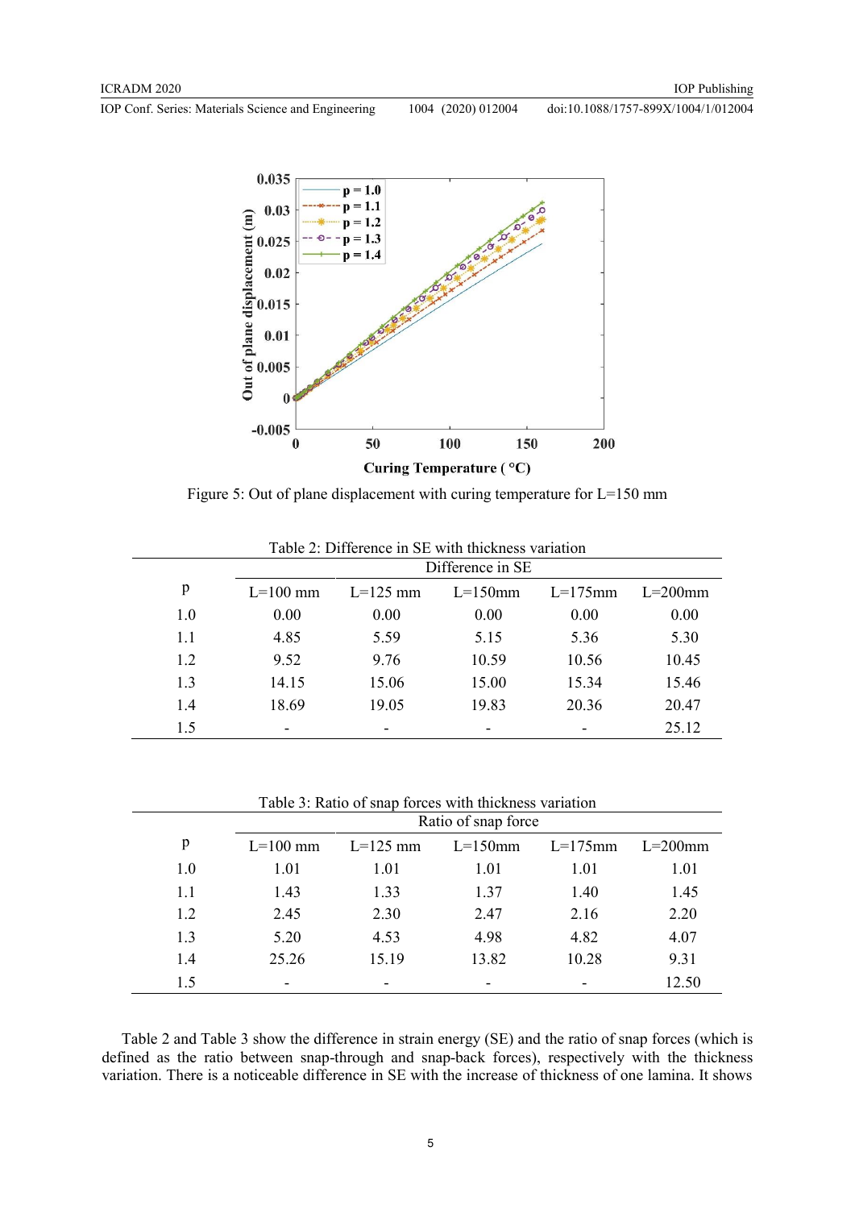Figure 5: Out of plane displacement with curing temperature for L=150 mm

Table 2: Difference in SE with thickness variation

| p | Difference in SE | | | | |
|---|---|---|---|---|---|
| | L=100 mm | L=125 mm | L=150mm | L=175mm | L=200mm |
| 1.0 | 0.00 | 0.00 | 0.00 | 0.00 | 0.00 |
| 1.1 | 4.85 | 5.59 | 5.15 | 5.36 | 5.30 |
| 1.2 | 9.52 | 9.76 | 10.59 | 10.56 | 10.45 |
| 1.3 | 14.15 | 15.06 | 15.00 | 15.34 | 15.46 |
| 1.4 | 18.69 | 19.05 | 19.83 | 20.36 | 20.47 |
| 1.5 | - | - | - | - | 25.12 |

Table 3: Ratio of snap forces with thickness variation

| p | Ratio of snap force | | | | |
|---|---|---|---|---|---|
| | L=100 mm | L=125 mm | L=150mm | L=175mm | L=200mm |
| 1.0 | 1.01 | 1.01 | 1.01 | 1.01 | 1.01 |
| 1.1 | 1.43 | 1.33 | 1.37 | 1.40 | 1.45 |
| 1.2 | 2.45 | 2.30 | 2.47 | 2.16 | 2.20 |
| 1.3 | 5.20 | 4.53 | 4.98 | 4.82 | 4.07 |
| 1.4 | 25.26 | 15.19 | 13.82 | 10.28 | 9.31 |
| 1.5 | - | - | - | - | 12.50 |

Table 2 and Table 3 show the difference in strain energy (SE) and the ratio of snap forces (which is defined as the ratio between snap-through and snap-back forces), respectively with the thickness variation. There is a noticeable difference in SE with the increase of thickness of one lamina. It shows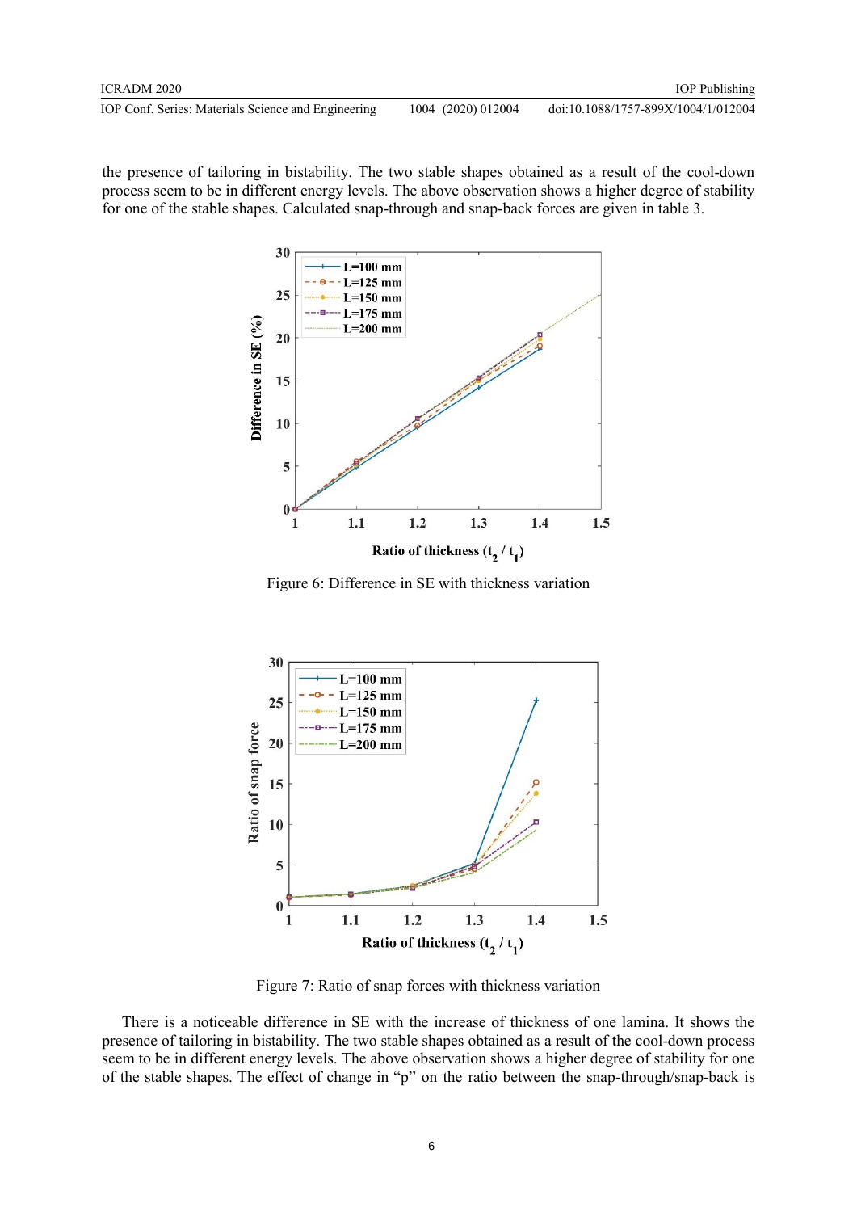the presence of tailoring in bistability. The two stable shapes obtained as a result of the cool-down process seem to be in different energy levels. The above observation shows a higher degree of stability for one of the stable shapes. Calculated snap-through and snap-back forces are given in table 3.

Figure 6: Difference in SE with thickness variation

Figure 7: Ratio of snap forces with thickness variation

There is a noticeable difference in SE with the increase of thickness of one lamina. It shows the presence of tailoring in bistability. The two stable shapes obtained as a result of the cool-down process seem to be in different energy levels. The above observation shows a higher degree of stability for one of the stable shapes. The effect of change in "p" on the ratio between the snap-through/snap-back is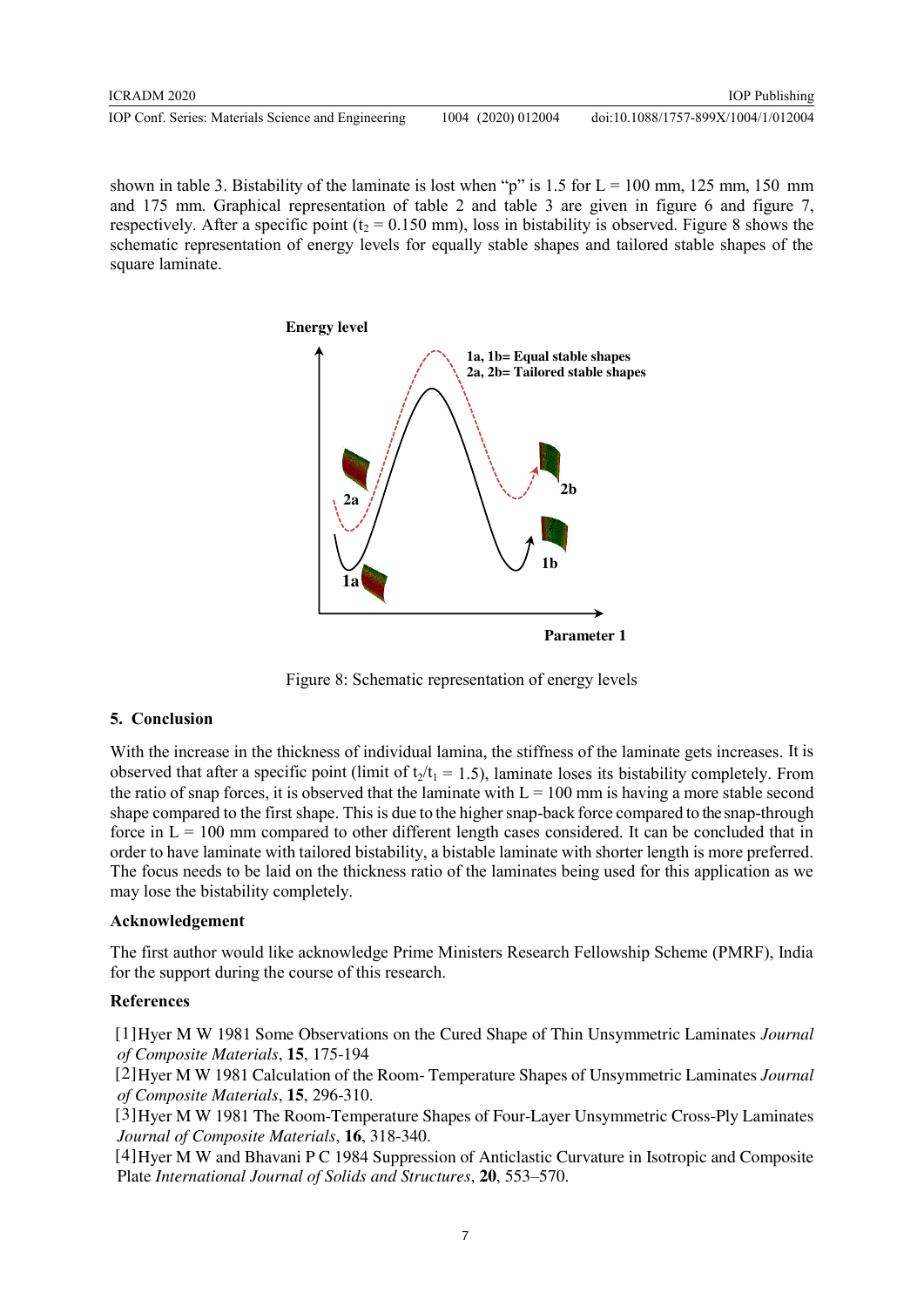shown in table 3. Bistability of the laminate is lost when "p" is 1.5 for L = 100 mm, 125 mm, 150 mm and 175 mm. Graphical representation of table 2 and table 3 are given in figure 6 and figure 7, respectively. After a specific point ($t_2$ = 0.150 mm), loss in bistability is observed. Figure 8 shows the schematic representation of energy levels for equally stable shapes and tailored stable shapes of the square laminate.

Figure 8: Schematic representation of energy levels

## 5. Conclusion

With the increase in the thickness of individual lamina, the stiffness of the laminate gets increases. It is observed that after a specific point (limit of $t_2/t_1$ = 1.5), laminate loses its bistability completely. From the ratio of snap forces, it is observed that the laminate with L = 100 mm is having a more stable second shape compared to the first shape. This is due to the higher snap-back force compared to the snap-through force in L = 100 mm compared to other different length cases considered. It can be concluded that in order to have laminate with tailored bistability, a bistable laminate with shorter length is more preferred. The focus needs to be laid on the thickness ratio of the laminates being used for this application as we may lose the bistability completely.

### Acknowledgement

The first author would like acknowledge Prime Ministers Research Fellowship Scheme (PMRF), India for the support during the course of this research.

### References

[1] Hyer M W 1981 Some Observations on the Cured Shape of Thin Unsymmetric Laminates *Journal of Composite Materials*, **15**, 175-194

[2] Hyer M W 1981 Calculation of the Room- Temperature Shapes of Unsymmetric Laminates *Journal of Composite Materials*, **15**, 296-310.

[3] Hyer M W 1981 The Room-Temperature Shapes of Four-Layer Unsymmetric Cross-Ply Laminates *Journal of Composite Materials*, **16**, 318-340.

[4] Hyer M W and Bhavani P C 1984 Suppression of Anticlastic Curvature in Isotropic and Composite Plate *International Journal of Solids and Structures*, **20**, 553–570.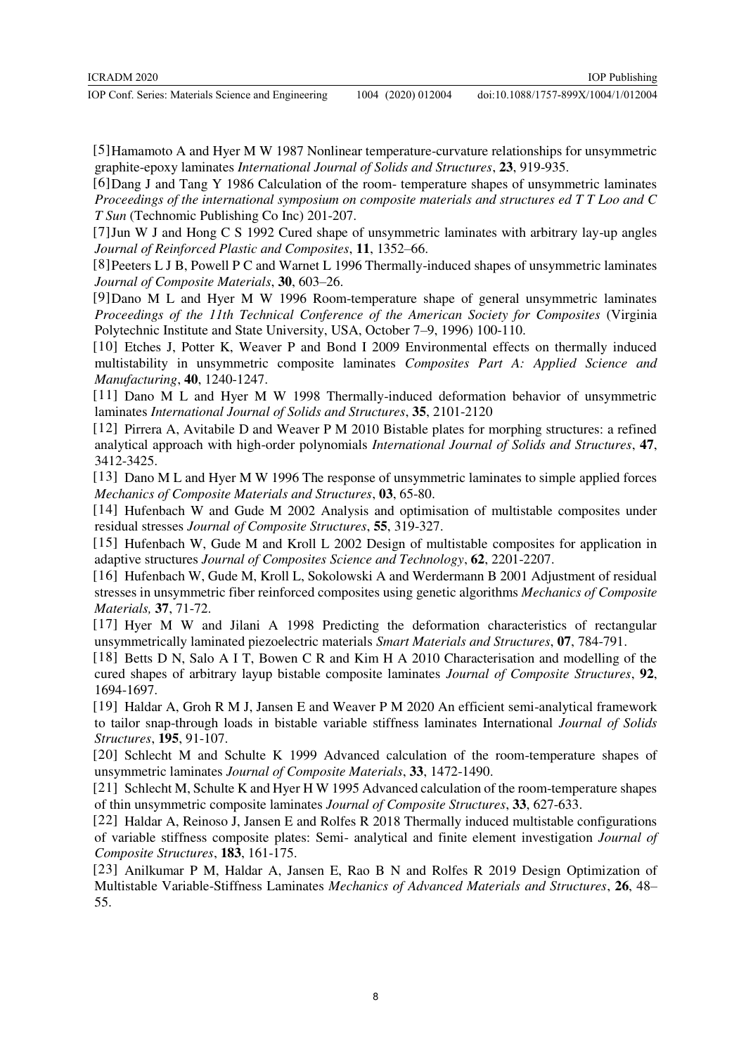[5] Hamamoto A and Hyer M W 1987 Nonlinear temperature-curvature relationships for unsymmetric graphite-epoxy laminates *International Journal of Solids and Structures*, **23**, 919-935.

[6] Dang J and Tang Y 1986 Calculation of the room- temperature shapes of unsymmetric laminates *Proceedings of the international symposium on composite materials and structures ed T T Loo and C T Sun* (Technomic Publishing Co Inc) 201-207.

[7] Jun W J and Hong C S 1992 Cured shape of unsymmetric laminates with arbitrary lay-up angles *Journal of Reinforced Plastic and Composites*, **11**, 1352–66.

[8] Peeters L J B, Powell P C and Warnet L 1996 Thermally-induced shapes of unsymmetric laminates *Journal of Composite Materials*, **30**, 603–26.

[9] Dano M L and Hyer M W 1996 Room-temperature shape of general unsymmetric laminates *Proceedings of the 11th Technical Conference of the American Society for Composites* (Virginia Polytechnic Institute and State University, USA, October 7–9, 1996) 100-110.

[10] Etches J, Potter K, Weaver P and Bond I 2009 Environmental effects on thermally induced multistability in unsymmetric composite laminates *Composites Part A: Applied Science and Manufacturing*, **40**, 1240-1247.

[11] Dano M L and Hyer M W 1998 Thermally-induced deformation behavior of unsymmetric laminates *International Journal of Solids and Structures*, **35**, 2101-2120

[12] Pirrera A, Avitabile D and Weaver P M 2010 Bistable plates for morphing structures: a refined analytical approach with high-order polynomials *International Journal of Solids and Structures*, **47**, 3412-3425.

[13] Dano M L and Hyer M W 1996 The response of unsymmetric laminates to simple applied forces *Mechanics of Composite Materials and Structures*, **03**, 65-80.

[14] Hufenbach W and Gude M 2002 Analysis and optimisation of multistable composites under residual stresses *Journal of Composite Structures*, **55**, 319-327.

[15] Hufenbach W, Gude M and Kroll L 2002 Design of multistable composites for application in adaptive structures *Journal of Composites Science and Technology*, **62**, 2201-2207.

[16] Hufenbach W, Gude M, Kroll L, Sokolowski A and Werdermann B 2001 Adjustment of residual stresses in unsymmetric fiber reinforced composites using genetic algorithms *Mechanics of Composite Materials,* **37**, 71-72.

[17] Hyer M W and Jilani A 1998 Predicting the deformation characteristics of rectangular unsymmetrically laminated piezoelectric materials *Smart Materials and Structures*, **07**, 784-791.

[18] Betts D N, Salo A I T, Bowen C R and Kim H A 2010 Characterisation and modelling of the cured shapes of arbitrary layup bistable composite laminates *Journal of Composite Structures*, **92**, 1694-1697.

[19] Haldar A, Groh R M J, Jansen E and Weaver P M 2020 An efficient semi-analytical framework to tailor snap-through loads in bistable variable stiffness laminates International *Journal of Solids Structures*, **195**, 91-107.

[20] Schlecht M and Schulte K 1999 Advanced calculation of the room-temperature shapes of unsymmetric laminates *Journal of Composite Materials*, **33**, 1472-1490.

[21] Schlecht M, Schulte K and Hyer H W 1995 Advanced calculation of the room-temperature shapes of thin unsymmetric composite laminates *Journal of Composite Structures*, **33**, 627-633.

[22] Haldar A, Reinoso J, Jansen E and Rolfes R 2018 Thermally induced multistable configurations of variable stiffness composite plates: Semi- analytical and finite element investigation *Journal of Composite Structures*, **183**, 161-175.

[23] Anilkumar P M, Haldar A, Jansen E, Rao B N and Rolfes R 2019 Design Optimization of Multistable Variable-Stiffness Laminates *Mechanics of Advanced Materials and Structures*, **26**, 48–55.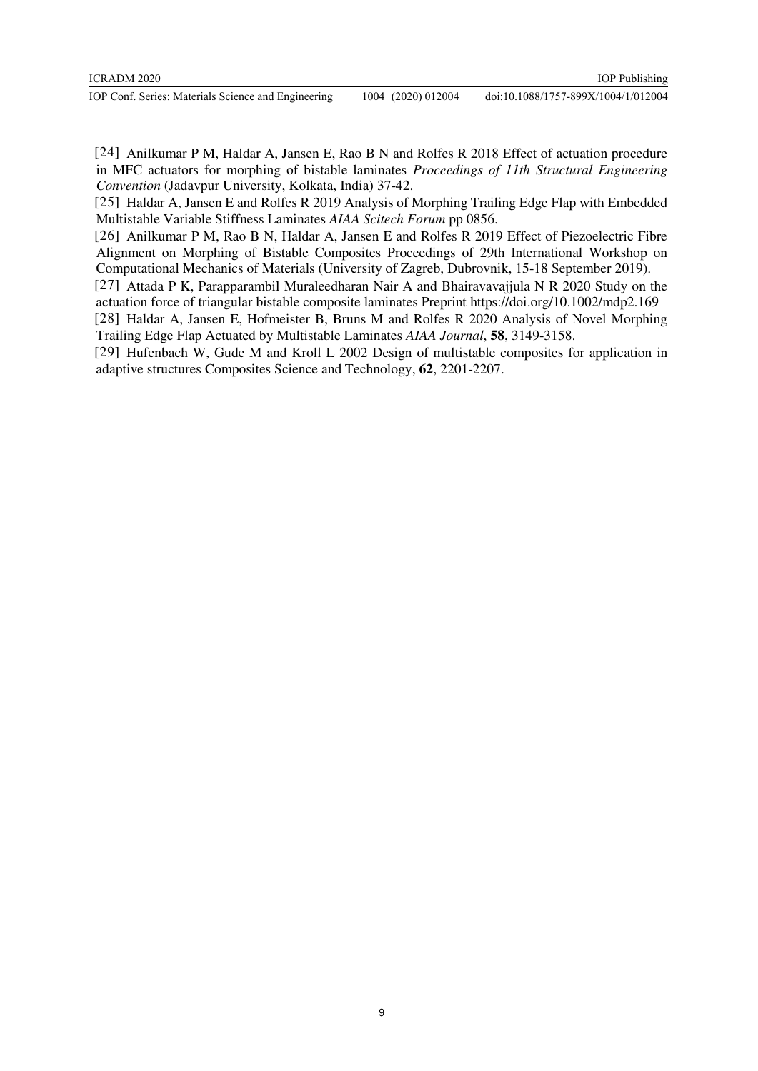[24] Anilkumar P M, Haldar A, Jansen E, Rao B N and Rolfes R 2018 Effect of actuation procedure in MFC actuators for morphing of bistable laminates *Proceedings of 11th Structural Engineering Convention* (Jadavpur University, Kolkata, India) 37-42.

[25] Haldar A, Jansen E and Rolfes R 2019 Analysis of Morphing Trailing Edge Flap with Embedded Multistable Variable Stiffness Laminates *AIAA Scitech Forum* pp 0856.

[26] Anilkumar P M, Rao B N, Haldar A, Jansen E and Rolfes R 2019 Effect of Piezoelectric Fibre Alignment on Morphing of Bistable Composites Proceedings of 29th International Workshop on Computational Mechanics of Materials (University of Zagreb, Dubrovnik, 15-18 September 2019).

[27] Attada P K, Parapparambil Muraleedharan Nair A and Bhairavavajjula N R 2020 Study on the actuation force of triangular bistable composite laminates Preprint https://doi.org/10.1002/mdp2.169

[28] Haldar A, Jansen E, Hofmeister B, Bruns M and Rolfes R 2020 Analysis of Novel Morphing Trailing Edge Flap Actuated by Multistable Laminates *AIAA Journal*, **58**, 3149-3158.

[29] Hufenbach W, Gude M and Kroll L 2002 Design of multistable composites for application in adaptive structures Composites Science and Technology, **62**, 2201-2207.